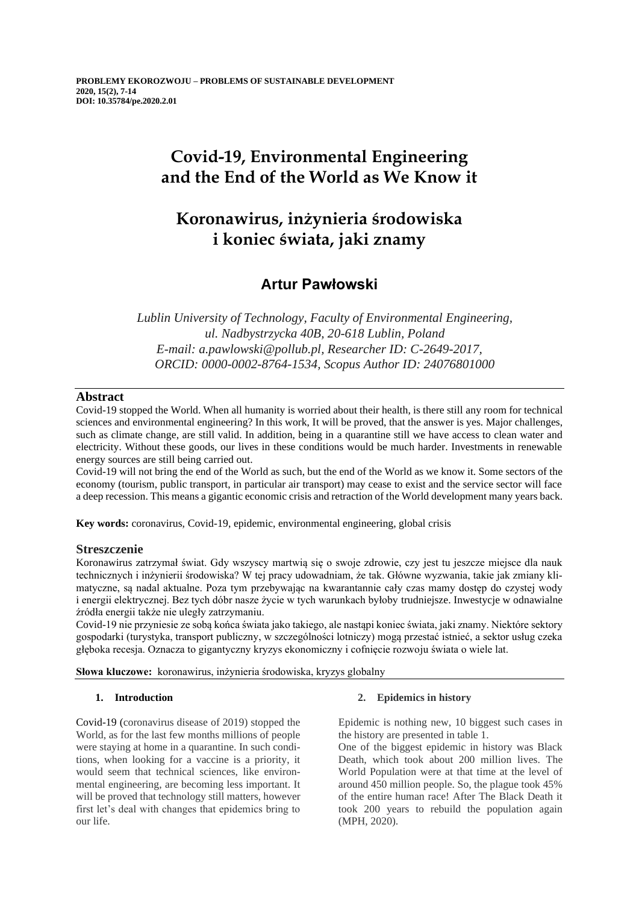**PROBLEMY EKOROZWOJU – PROBLEMS OF SUSTAINABLE DEVELOPMENT**
**2020, 15(2), 7-14**
**DOI: 10.35784/pe.2020.2.01**

# Covid-19, Environmental Engineering and the End of the World as We Know it

# Koronawirus, inżynieria środowiska i koniec świata, jaki znamy

## Artur Pawłowski

*Lublin University of Technology, Faculty of Environmental Engineering, ul. Nadbystrzycka 40B, 20-618 Lublin, Poland*
*E-mail: a.pawlowski@pollub.pl, Researcher ID: C-2649-2017, ORCID: 0000-0002-8764-1534, Scopus Author ID: 24076801000*

## Abstract

Covid-19 stopped the World. When all humanity is worried about their health, is there still any room for technical sciences and environmental engineering? In this work, It will be proved, that the answer is yes. Major challenges, such as climate change, are still valid. In addition, being in a quarantine still we have access to clean water and electricity. Without these goods, our lives in these conditions would be much harder. Investments in renewable energy sources are still being carried out.

Covid-19 will not bring the end of the World as such, but the end of the World as we know it. Some sectors of the economy (tourism, public transport, in particular air transport) may cease to exist and the service sector will face a deep recession. This means a gigantic economic crisis and retraction of the World development many years back.

**Key words:** coronavirus, Covid-19, epidemic, environmental engineering, global crisis

## Streszczenie

Koronawirus zatrzymał świat. Gdy wszyscy martwią się o swoje zdrowie, czy jest tu jeszcze miejsce dla nauk technicznych i inżynierii środowiska? W tej pracy udowadniam, że tak. Główne wyzwania, takie jak zmiany klimatyczne, są nadal aktualne. Poza tym przebywając na kwarantannie cały czas mamy dostęp do czystej wody i energii elektrycznej. Bez tych dóbr nasze życie w tych warunkach byłoby trudniejsze. Inwestycje w odnawialne źródła energii także nie uległy zatrzymaniu.

Covid-19 nie przyniesie ze sobą końca świata jako takiego, ale nastąpi koniec świata, jaki znamy. Niektóre sektory gospodarki (turystyka, transport publiczny, w szczególności lotniczy) mogą przestać istnieć, a sektor usług czeka głęboka recesja. Oznacza to gigantyczny kryzys ekonomiczny i cofnięcie rozwoju świata o wiele lat.

**Słowa kluczowe:** koronawirus, inżynieria środowiska, kryzys globalny

### 1. Introduction

Covid-19 (coronavirus disease of 2019) stopped the World, as for the last few months millions of people were staying at home in a quarantine. In such conditions, when looking for a vaccine is a priority, it would seem that technical sciences, like environmental engineering, are becoming less important. It will be proved that technology still matters, however first let's deal with changes that epidemics bring to our life.

### 2. Epidemics in history

Epidemic is nothing new, 10 biggest such cases in the history are presented in table 1.

One of the biggest epidemic in history was Black Death, which took about 200 million lives. The World Population were at that time at the level of around 450 million people. So, the plague took 45% of the entire human race! After The Black Death it took 200 years to rebuild the population again (MPH, 2020).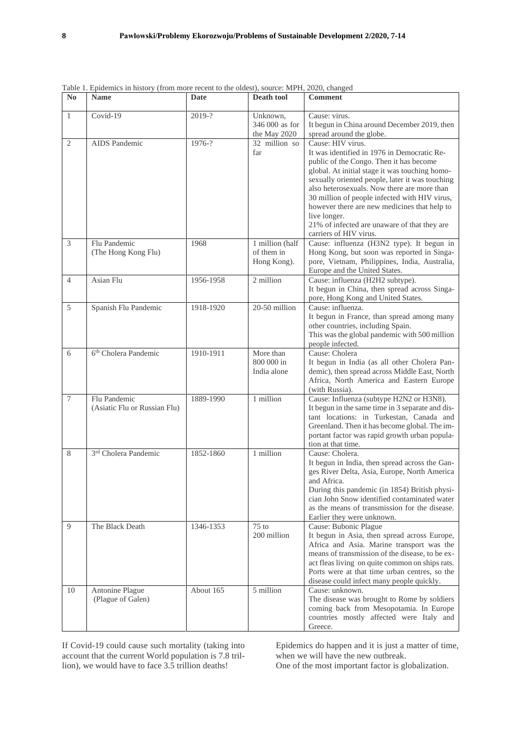Table 1. Epidemics in history (from more recent to the oldest), source: MPH, 2020, changed

| No | Name | Date | Death tool | Comment |
|---|---|---|---|---|
| 1 | Covid-19 | 2019-? | Unknown, 346 000 as for the May 2020 | Cause: virus. It begun in China around December 2019, then spread around the globe. |
| 2 | AIDS Pandemic | 1976-? | 32 million so far | Cause: HIV virus. It was identified in 1976 in Democratic Republic of the Congo. Then it has become global. At initial stage it was touching homosexually oriented people, later it was touching also heterosexuals. Now there are more than 30 million of people infected with HIV virus, however there are new medicines that help to live longer. 21% of infected are unaware of that they are carriers of HIV virus. |
| 3 | Flu Pandemic (The Hong Kong Flu) | 1968 | 1 million (half of them in Hong Kong). | Cause: influenza (H3N2 type). It begun in Hong Kong, but soon was reported in Singapore, Vietnam, Philippines, India, Australia, Europe and the United States. |
| 4 | Asian Flu | 1956-1958 | 2 million | Cause: influenza (H2H2 subtype). It begun in China, then spread across Singapore, Hong Kong and United States. |
| 5 | Spanish Flu Pandemic | 1918-1920 | 20-50 million | Cause: influenza. It begun in France, than spread among many other countries, including Spain. This was the global pandemic with 500 million people infected. |
| 6 | 6th Cholera Pandemic | 1910-1911 | More than 800 000 in India alone | Cause: Cholera It begun in India (as all other Cholera Pandemic), then spread across Middle East, North Africa, North America and Eastern Europe (with Russia). |
| 7 | Flu Pandemic (Asiatic Flu or Russian Flu) | 1889-1990 | 1 million | Cause: Influenza (subtype H2N2 or H3N8). It begun in the same time in 3 separate and distant locations: in Turkestan, Canada and Greenland. Then it has become global. The important factor was rapid growth urban population at that time. |
| 8 | 3rd Cholera Pandemic | 1852-1860 | 1 million | Cause: Cholera. It begun in India, then spread across the Ganges River Delta, Asia, Europe, North America and Africa. During this pandemic (in 1854) British physician John Snow identified contaminated water as the means of transmission for the disease. Earlier they were unknown. |
| 9 | The Black Death | 1346-1353 | 75 to 200 million | Cause: Bubonic Plague It begun in Asia, then spread across Europe, Africa and Asia. Marine transport was the means of transmission of the disease, to be exact fleas living on quite common on ships rats. Ports were at that time urban centres, so the disease could infect many people quickly. |
| 10 | Antonine Plague (Plague of Galen) | About 165 | 5 million | Cause: unknown. The disease was brought to Rome by soldiers coming back from Mesopotamia. In Europe countries mostly affected were Italy and Greece. |

If Covid-19 could cause such mortality (taking into account that the current World population is 7.8 trillion), we would have to face 3.5 trillion deaths!

Epidemics do happen and it is just a matter of time, when we will have the new outbreak.

One of the most important factor is globalization.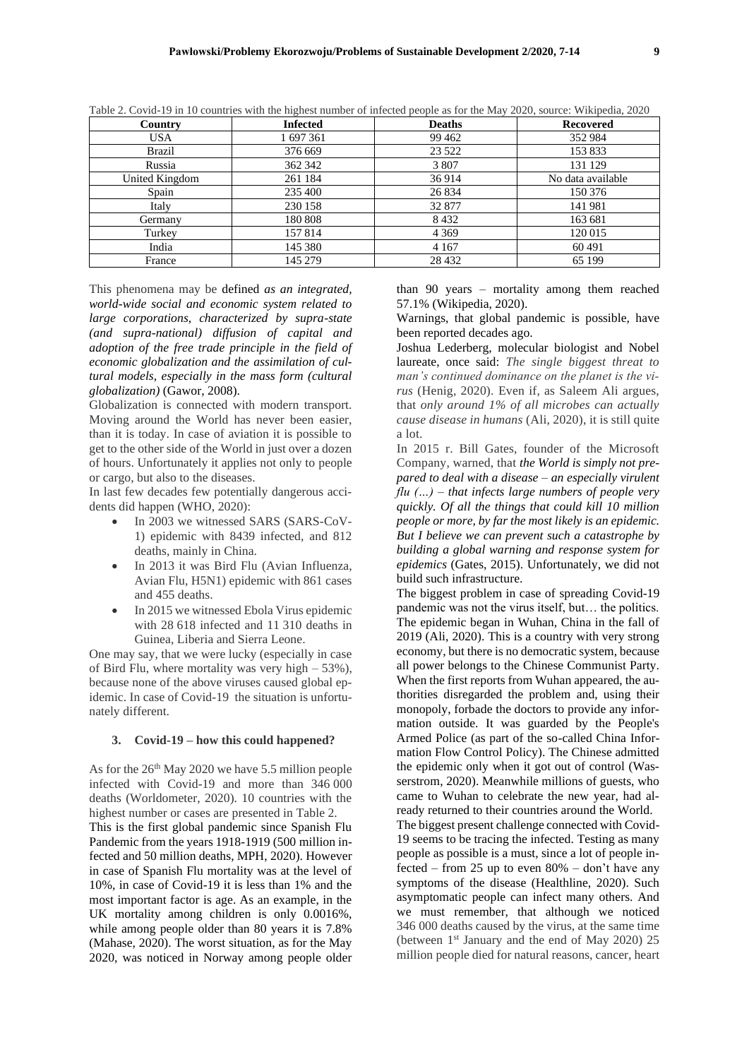Table 2. Covid-19 in 10 countries with the highest number of infected people as for the May 2020, source: Wikipedia, 2020

| Country | Infected | Deaths | Recovered |
|---|---|---|---|
| USA | 1 697 361 | 99 462 | 352 984 |
| Brazil | 376 669 | 23 522 | 153 833 |
| Russia | 362 342 | 3 807 | 131 129 |
| United Kingdom | 261 184 | 36 914 | No data available |
| Spain | 235 400 | 26 834 | 150 376 |
| Italy | 230 158 | 32 877 | 141 981 |
| Germany | 180 808 | 8 432 | 163 681 |
| Turkey | 157 814 | 4 369 | 120 015 |
| India | 145 380 | 4 167 | 60 491 |
| France | 145 279 | 28 432 | 65 199 |

This phenomena may be defined *as an integrated, world-wide social and economic system related to large corporations, characterized by supra-state (and supra-national) diffusion of capital and adoption of the free trade principle in the field of economic globalization and the assimilation of cultural models, especially in the mass form (cultural globalization)* (Gawor, 2008).

Globalization is connected with modern transport. Moving around the World has never been easier, than it is today. In case of aviation it is possible to get to the other side of the World in just over a dozen of hours. Unfortunately it applies not only to people or cargo, but also to the diseases.

In last few decades few potentially dangerous accidents did happen (WHO, 2020):

- In 2003 we witnessed SARS (SARS-CoV-1) epidemic with 8439 infected, and 812 deaths, mainly in China.
- In 2013 it was Bird Flu (Avian Influenza, Avian Flu, H5N1) epidemic with 861 cases and 455 deaths.
- In 2015 we witnessed Ebola Virus epidemic with 28 618 infected and 11 310 deaths in Guinea, Liberia and Sierra Leone.

One may say, that we were lucky (especially in case of Bird Flu, where mortality was very high – 53%), because none of the above viruses caused global epidemic. In case of Covid-19 the situation is unfortunately different.

## 3. Covid-19 – how this could happened?

As for the 26th May 2020 we have 5.5 million people infected with Covid-19 and more than 346 000 deaths (Worldometer, 2020). 10 countries with the highest number or cases are presented in Table 2.

This is the first global pandemic since Spanish Flu Pandemic from the years 1918-1919 (500 million infected and 50 million deaths, MPH, 2020). However in case of Spanish Flu mortality was at the level of 10%, in case of Covid-19 it is less than 1% and the most important factor is age. As an example, in the UK mortality among children is only 0.0016%, while among people older than 80 years it is 7.8% (Mahase, 2020). The worst situation, as for the May 2020, was noticed in Norway among people older than 90 years – mortality among them reached 57.1% (Wikipedia, 2020).

Warnings, that global pandemic is possible, have been reported decades ago.

Joshua Lederberg, molecular biologist and Nobel laureate, once said: *The single biggest threat to man's continued dominance on the planet is the virus* (Henig, 2020). Even if, as Saleem Ali argues, that *only around 1% of all microbes can actually cause disease in humans* (Ali, 2020), it is still quite a lot.

In 2015 r. Bill Gates, founder of the Microsoft Company, warned, that ***the World is simply not prepared to deal with a disease – an especially virulent flu (…) – that infects large numbers of people very quickly. Of all the things that could kill 10 million people or more, by far the most likely is an epidemic. But I believe we can prevent such a catastrophe by building a global warning and response system for epidemics*** (Gates, 2015). Unfortunately, we did not build such infrastructure.

The biggest problem in case of spreading Covid-19 pandemic was not the virus itself, but… the politics. The epidemic began in Wuhan, China in the fall of 2019 (Ali, 2020). This is a country with very strong economy, but there is no democratic system, because all power belongs to the Chinese Communist Party. When the first reports from Wuhan appeared, the authorities disregarded the problem and, using their monopoly, forbade the doctors to provide any information outside. It was guarded by the People's Armed Police (as part of the so-called China Information Flow Control Policy). The Chinese admitted the epidemic only when it got out of control (Wasserstrom, 2020). Meanwhile millions of guests, who came to Wuhan to celebrate the new year, had already returned to their countries around the World.

The biggest present challenge connected with Covid-19 seems to be tracing the infected. Testing as many people as possible is a must, since a lot of people infected – from 25 up to even 80% – don't have any symptoms of the disease (Healthline, 2020). Such asymptomatic people can infect many others. And we must remember, that although we noticed 346 000 deaths caused by the virus, at the same time (between 1st January and the end of May 2020) 25 million people died for natural reasons, cancer, heart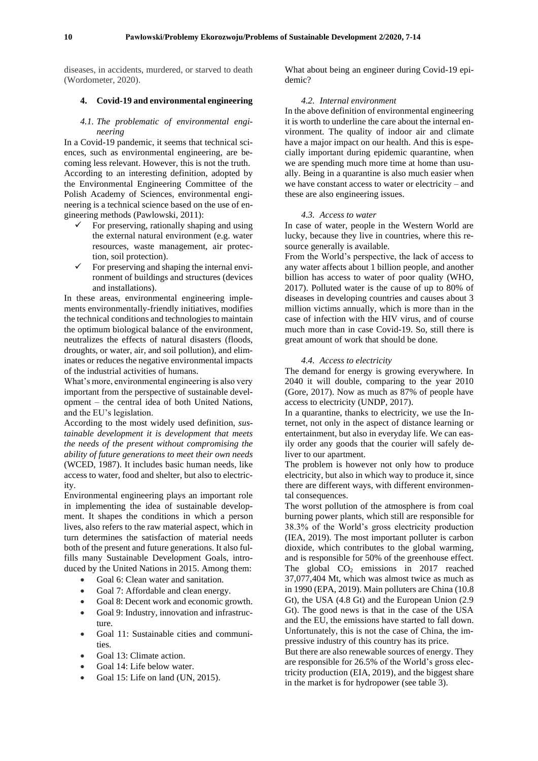diseases, in accidents, murdered, or starved to death (Wordometer, 2020).

## 4. Covid-19 and environmental engineering

### 4.1. The problematic of environmental engineering

In a Covid-19 pandemic, it seems that technical sciences, such as environmental engineering, are becoming less relevant. However, this is not the truth.

According to an interesting definition, adopted by the Environmental Engineering Committee of the Polish Academy of Sciences, environmental engineering is a technical science based on the use of engineering methods (Pawlowski, 2011):

- ✓ For preserving, rationally shaping and using the external natural environment (e.g. water resources, waste management, air protection, soil protection).
- ✓ For preserving and shaping the internal environment of buildings and structures (devices and installations).

In these areas, environmental engineering implements environmentally-friendly initiatives, modifies the technical conditions and technologies to maintain the optimum biological balance of the environment, neutralizes the effects of natural disasters (floods, droughts, or water, air, and soil pollution), and eliminates or reduces the negative environmental impacts of the industrial activities of humans.

What's more, environmental engineering is also very important from the perspective of sustainable development – the central idea of both United Nations, and the EU's legislation.

According to the most widely used definition, *sustainable development it is development that meets the needs of the present without compromising the ability of future generations to meet their own needs* (WCED, 1987). It includes basic human needs, like access to water, food and shelter, but also to electricity.

Environmental engineering plays an important role in implementing the idea of sustainable development. It shapes the conditions in which a person lives, also refers to the raw material aspect, which in turn determines the satisfaction of material needs both of the present and future generations. It also fulfills many Sustainable Development Goals, introduced by the United Nations in 2015. Among them:

- Goal 6: Clean water and sanitation.
- Goal 7: Affordable and clean energy.
- Goal 8: Decent work and economic growth.
- Goal 9: Industry, innovation and infrastructure.
- Goal 11: Sustainable cities and communities.
- Goal 13: Climate action.
- Goal 14: Life below water.
- Goal 15: Life on land (UN, 2015).

What about being an engineer during Covid-19 epidemic?

### 4.2. Internal environment

In the above definition of environmental engineering it is worth to underline the care about the internal environment. The quality of indoor air and climate have a major impact on our health. And this is especially important during epidemic quarantine, when we are spending much more time at home than usually. Being in a quarantine is also much easier when we have constant access to water or electricity – and these are also engineering issues.

### 4.3. Access to water

In case of water, people in the Western World are lucky, because they live in countries, where this resource generally is available.

From the World's perspective, the lack of access to any water affects about 1 billion people, and another billion has access to water of poor quality (WHO, 2017). Polluted water is the cause of up to 80% of diseases in developing countries and causes about 3 million victims annually, which is more than in the case of infection with the HIV virus, and of course much more than in case Covid-19. So, still there is great amount of work that should be done.

### 4.4. Access to electricity

The demand for energy is growing everywhere. In 2040 it will double, comparing to the year 2010 (Gore, 2017). Now as much as 87% of people have access to electricity (UNDP, 2017).

In a quarantine, thanks to electricity, we use the Internet, not only in the aspect of distance learning or entertainment, but also in everyday life. We can easily order any goods that the courier will safely deliver to our apartment.

The problem is however not only how to produce electricity, but also in which way to produce it, since there are different ways, with different environmental consequences.

The worst pollution of the atmosphere is from coal burning power plants, which still are responsible for 38.3% of the World's gross electricity production (IEA, 2019). The most important polluter is carbon dioxide, which contributes to the global warming, and is responsible for 50% of the greenhouse effect. The global $CO_2$ emissions in 2017 reached 37,077,404 Mt, which was almost twice as much as in 1990 (EPA, 2019). Main polluters are China (10.8 Gt), the USA (4.8 Gt) and the European Union (2.9 Gt). The good news is that in the case of the USA and the EU, the emissions have started to fall down. Unfortunately, this is not the case of China, the impressive industry of this country has its price.

But there are also renewable sources of energy. They are responsible for 26.5% of the World's gross electricity production (EIA, 2019), and the biggest share in the market is for hydropower (see table 3).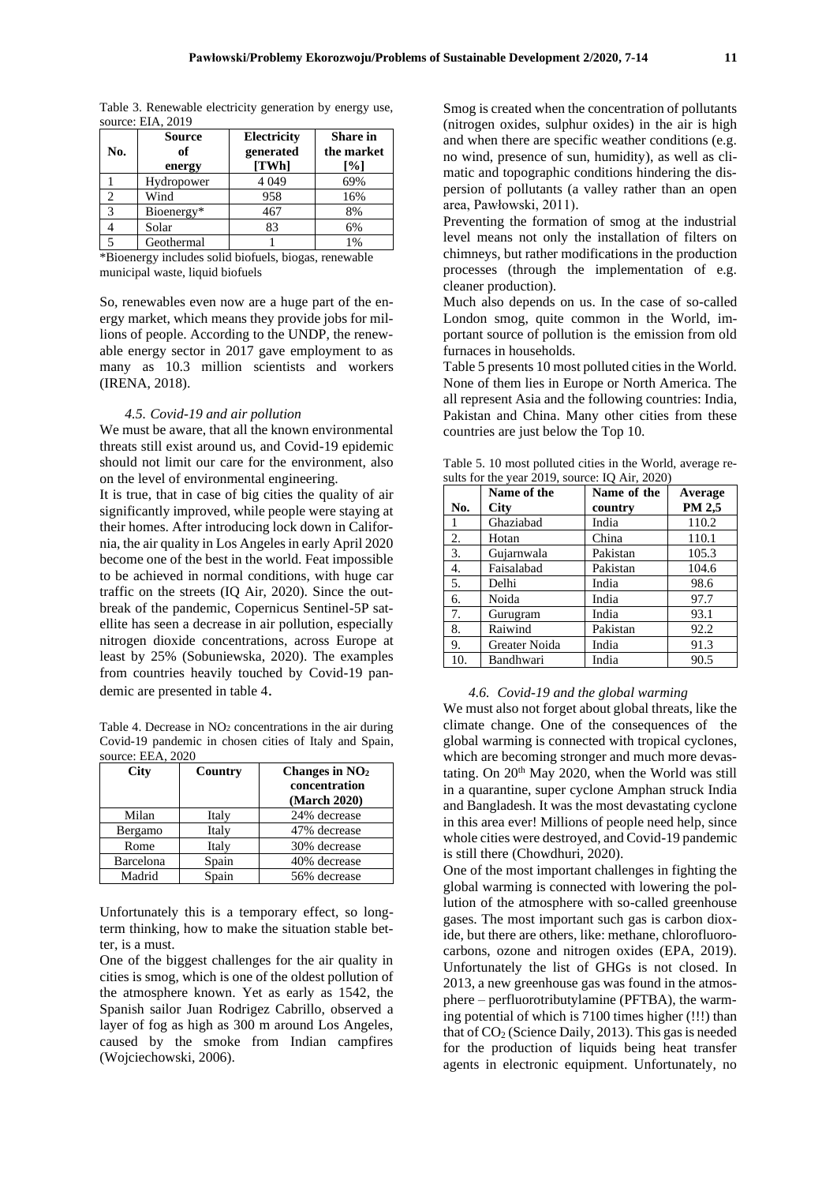Table 3. Renewable electricity generation by energy use, source: EIA, 2019

| No. | Source of energy | Electricity generated [TWh] | Share in the market [%] |
|---|---|---|---|
| 1 | Hydropower | 4 049 | 69% |
| 2 | Wind | 958 | 16% |
| 3 | Bioenergy* | 467 | 8% |
| 4 | Solar | 83 | 6% |
| 5 | Geothermal | 1 | 1% |

*Bioenergy includes solid biofuels, biogas, renewable municipal waste, liquid biofuels

So, renewables even now are a huge part of the energy market, which means they provide jobs for millions of people. According to the UNDP, the renewable energy sector in 2017 gave employment to as many as 10.3 million scientists and workers (IRENA, 2018).

### *4.5. Covid-19 and air pollution*

We must be aware, that all the known environmental threats still exist around us, and Covid-19 epidemic should not limit our care for the environment, also on the level of environmental engineering.

It is true, that in case of big cities the quality of air significantly improved, while people were staying at their homes. After introducing lock down in California, the air quality in Los Angeles in early April 2020 become one of the best in the world. Feat impossible to be achieved in normal conditions, with huge car traffic on the streets (IQ Air, 2020). Since the outbreak of the pandemic, Copernicus Sentinel-5P satellite has seen a decrease in air pollution, especially nitrogen dioxide concentrations, across Europe at least by 25% (Sobuniewska, 2020). The examples from countries heavily touched by Covid-19 pandemic are presented in table 4.

Table 4. Decrease in $NO_2$ concentrations in the air during Covid-19 pandemic in chosen cities of Italy and Spain, source: EEA, 2020

| City | Country | Changes in $NO_2$ concentration (March 2020) |
|---|---|---|
| Milan | Italy | 24% decrease |
| Bergamo | Italy | 47% decrease |
| Rome | Italy | 30% decrease |
| Barcelona | Spain | 40% decrease |
| Madrid | Spain | 56% decrease |

Unfortunately this is a temporary effect, so long-term thinking, how to make the situation stable better, is a must.

One of the biggest challenges for the air quality in cities is smog, which is one of the oldest pollution of the atmosphere known. Yet as early as 1542, the Spanish sailor Juan Rodrigez Cabrillo, observed a layer of fog as high as 300 m around Los Angeles, caused by the smoke from Indian campfires (Wojciechowski, 2006).

Smog is created when the concentration of pollutants (nitrogen oxides, sulphur oxides) in the air is high and when there are specific weather conditions (e.g. no wind, presence of sun, humidity), as well as climatic and topographic conditions hindering the dispersion of pollutants (a valley rather than an open area, Pawłowski, 2011).

Preventing the formation of smog at the industrial level means not only the installation of filters on chimneys, but rather modifications in the production processes (through the implementation of e.g. cleaner production).

Much also depends on us. In the case of so-called London smog, quite common in the World, important source of pollution is the emission from old furnaces in households.

Table 5 presents 10 most polluted cities in the World. None of them lies in Europe or North America. The all represent Asia and the following countries: India, Pakistan and China. Many other cities from these countries are just below the Top 10.

Table 5. 10 most polluted cities in the World, average results for the year 2019, source: IQ Air, 2020)

| No. | Name of the City | Name of the country | Average PM 2,5 |
|---|---|---|---|
| 1 | Ghaziabad | India | 110.2 |
| 2. | Hotan | China | 110.1 |
| 3. | Gujarnwala | Pakistan | 105.3 |
| 4. | Faisalabad | Pakistan | 104.6 |
| 5. | Delhi | India | 98.6 |
| 6. | Noida | India | 97.7 |
| 7. | Gurugram | India | 93.1 |
| 8. | Raiwind | Pakistan | 92.2 |
| 9. | Greater Noida | India | 91.3 |
| 10. | Bandhwari | India | 90.5 |

### *4.6. Covid-19 and the global warming*

We must also not forget about global threats, like the climate change. One of the consequences of the global warming is connected with tropical cyclones, which are becoming stronger and much more devastating. On 20th May 2020, when the World was still in a quarantine, super cyclone Amphan struck India and Bangladesh. It was the most devastating cyclone in this area ever! Millions of people need help, since whole cities were destroyed, and Covid-19 pandemic is still there (Chowdhuri, 2020).

One of the most important challenges in fighting the global warming is connected with lowering the pollution of the atmosphere with so-called greenhouse gases. The most important such gas is carbon dioxide, but there are others, like: methane, chlorofluorocarbons, ozone and nitrogen oxides (EPA, 2019). Unfortunately the list of GHGs is not closed. In 2013, a new greenhouse gas was found in the atmosphere – perfluorotributylamine (PFTBA), the warming potential of which is 7100 times higher (!!!) than that of $CO_2$ (Science Daily, 2013). This gas is needed for the production of liquids being heat transfer agents in electronic equipment. Unfortunately, no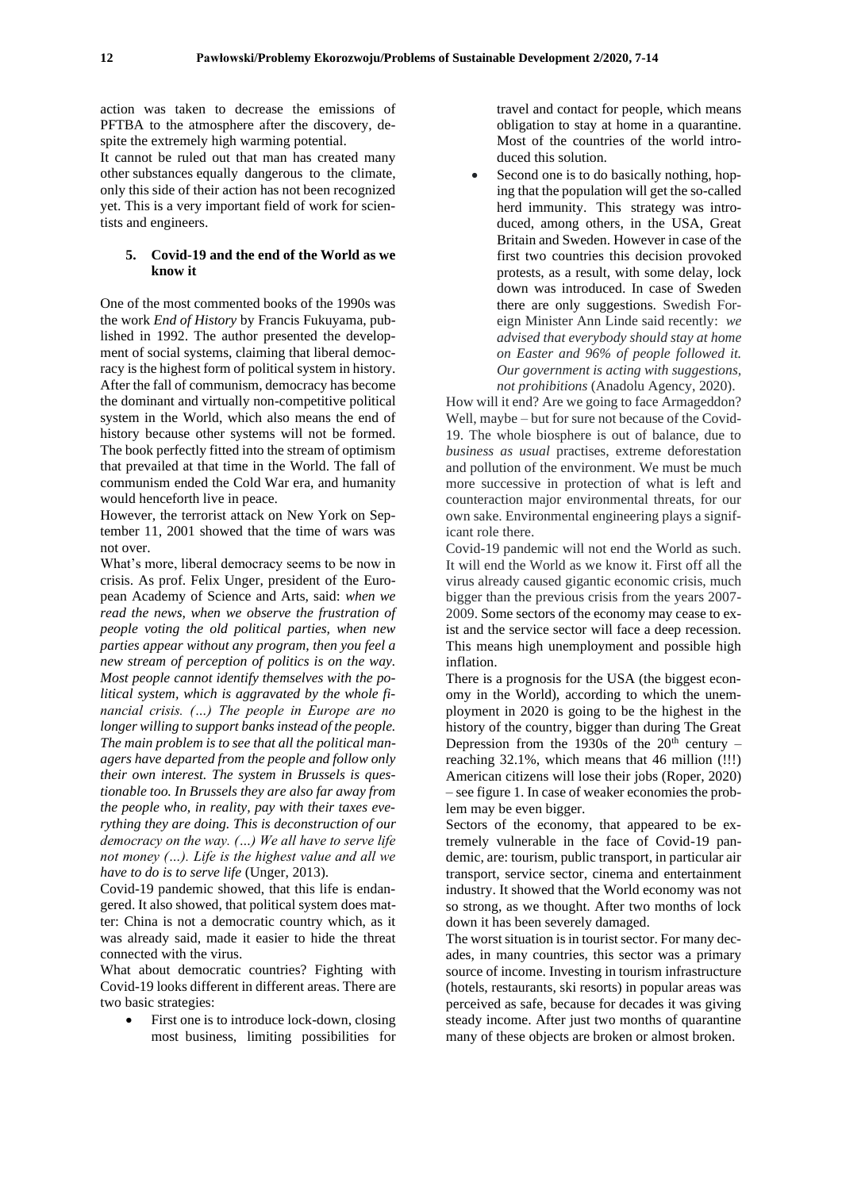action was taken to decrease the emissions of PFTBA to the atmosphere after the discovery, despite the extremely high warming potential.

It cannot be ruled out that man has created many other substances equally dangerous to the climate, only this side of their action has not been recognized yet. This is a very important field of work for scientists and engineers.

## 5. Covid-19 and the end of the World as we know it

One of the most commented books of the 1990s was the work *End of History* by Francis Fukuyama, published in 1992. The author presented the development of social systems, claiming that liberal democracy is the highest form of political system in history. After the fall of communism, democracy has become the dominant and virtually non-competitive political system in the World, which also means the end of history because other systems will not be formed. The book perfectly fitted into the stream of optimism that prevailed at that time in the World. The fall of communism ended the Cold War era, and humanity would henceforth live in peace.

However, the terrorist attack on New York on September 11, 2001 showed that the time of wars was not over.

What's more, liberal democracy seems to be now in crisis. As prof. Felix Unger, president of the European Academy of Science and Arts, said: *when we read the news, when we observe the frustration of people voting the old political parties, when new parties appear without any program, then you feel a new stream of perception of politics is on the way. Most people cannot identify themselves with the political system, which is aggravated by the whole financial crisis. (…) The people in Europe are no longer willing to support banks instead of the people. The main problem is to see that all the political managers have departed from the people and follow only their own interest. The system in Brussels is questionable too. In Brussels they are also far away from the people who, in reality, pay with their taxes everything they are doing. This is deconstruction of our democracy on the way. (…) We all have to serve life not money (…). Life is the highest value and all we have to do is to serve life* (Unger, 2013).

Covid-19 pandemic showed, that this life is endangered. It also showed, that political system does matter: China is not a democratic country which, as it was already said, made it easier to hide the threat connected with the virus.

What about democratic countries? Fighting with Covid-19 looks different in different areas. There are two basic strategies:

- First one is to introduce lock-down, closing most business, limiting possibilities for travel and contact for people, which means obligation to stay at home in a quarantine. Most of the countries of the world introduced this solution.
- Second one is to do basically nothing, hoping that the population will get the so-called herd immunity. This strategy was introduced, among others, in the USA, Great Britain and Sweden. However in case of the first two countries this decision provoked protests, as a result, with some delay, lock down was introduced. In case of Sweden there are only suggestions. Swedish Foreign Minister Ann Linde said recently: *we advised that everybody should stay at home on Easter and 96% of people followed it. Our government is acting with suggestions, not prohibitions* (Anadolu Agency, 2020).

How will it end? Are we going to face Armageddon? Well, maybe – but for sure not because of the Covid-19. The whole biosphere is out of balance, due to *business as usual* practises, extreme deforestation and pollution of the environment. We must be much more successive in protection of what is left and counteraction major environmental threats, for our own sake. Environmental engineering plays a significant role there.

Covid-19 pandemic will not end the World as such. It will end the World as we know it. First off all the virus already caused gigantic economic crisis, much bigger than the previous crisis from the years 2007-2009. Some sectors of the economy may cease to exist and the service sector will face a deep recession. This means high unemployment and possible high inflation.

There is a prognosis for the USA (the biggest economy in the World), according to which the unemployment in 2020 is going to be the highest in the history of the country, bigger than during The Great Depression from the 1930s of the $20^{th}$ century – reaching 32.1%, which means that 46 million (!!!) American citizens will lose their jobs (Roper, 2020) – see figure 1. In case of weaker economies the problem may be even bigger.

Sectors of the economy, that appeared to be extremely vulnerable in the face of Covid-19 pandemic, are: tourism, public transport, in particular air transport, service sector, cinema and entertainment industry. It showed that the World economy was not so strong, as we thought. After two months of lock down it has been severely damaged.

The worst situation is in tourist sector. For many decades, in many countries, this sector was a primary source of income. Investing in tourism infrastructure (hotels, restaurants, ski resorts) in popular areas was perceived as safe, because for decades it was giving steady income. After just two months of quarantine many of these objects are broken or almost broken.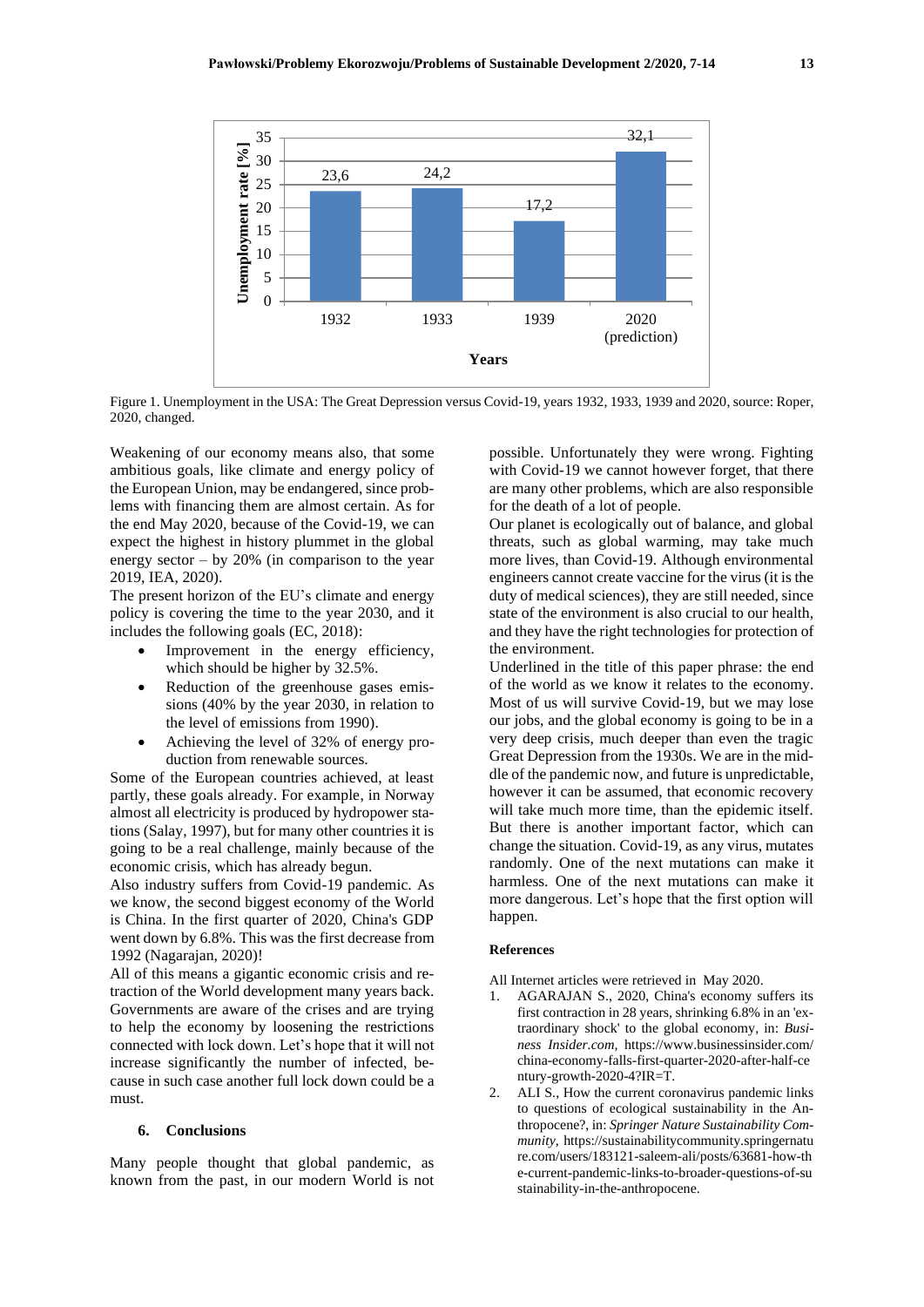Figure 1. Unemployment in the USA: The Great Depression versus Covid-19, years 1932, 1933, 1939 and 2020, source: Roper, 2020, changed.

Weakening of our economy means also, that some ambitious goals, like climate and energy policy of the European Union, may be endangered, since problems with financing them are almost certain. As for the end May 2020, because of the Covid-19, we can expect the highest in history plummet in the global energy sector – by 20% (in comparison to the year 2019, IEA, 2020).

The present horizon of the EU's climate and energy policy is covering the time to the year 2030, and it includes the following goals (EC, 2018):

- Improvement in the energy efficiency, which should be higher by 32.5%.
- Reduction of the greenhouse gases emissions (40% by the year 2030, in relation to the level of emissions from 1990).
- Achieving the level of 32% of energy production from renewable sources.

Some of the European countries achieved, at least partly, these goals already. For example, in Norway almost all electricity is produced by hydropower stations (Salay, 1997), but for many other countries it is going to be a real challenge, mainly because of the economic crisis, which has already begun.

Also industry suffers from Covid-19 pandemic. As we know, the second biggest economy of the World is China. In the first quarter of 2020, China's GDP went down by 6.8%. This was the first decrease from 1992 (Nagarajan, 2020)!

All of this means a gigantic economic crisis and retraction of the World development many years back. Governments are aware of the crises and are trying to help the economy by loosening the restrictions connected with lock down. Let's hope that it will not increase significantly the number of infected, because in such case another full lock down could be a must.

## 6. Conclusions

Many people thought that global pandemic, as known from the past, in our modern World is not possible. Unfortunately they were wrong. Fighting with Covid-19 we cannot however forget, that there are many other problems, which are also responsible for the death of a lot of people.

Our planet is ecologically out of balance, and global threats, such as global warming, may take much more lives, than Covid-19. Although environmental engineers cannot create vaccine for the virus (it is the duty of medical sciences), they are still needed, since state of the environment is also crucial to our health, and they have the right technologies for protection of the environment.

Underlined in the title of this paper phrase: the end of the world as we know it relates to the economy. Most of us will survive Covid-19, but we may lose our jobs, and the global economy is going to be in a very deep crisis, much deeper than even the tragic Great Depression from the 1930s. We are in the middle of the pandemic now, and future is unpredictable, however it can be assumed, that economic recovery will take much more time, than the epidemic itself. But there is another important factor, which can change the situation. Covid-19, as any virus, mutates randomly. One of the next mutations can make it harmless. One of the next mutations can make it more dangerous. Let's hope that the first option will happen.

### References

All Internet articles were retrieved in May 2020.

1. AGARAJAN S., 2020, China's economy suffers its first contraction in 28 years, shrinking 6.8% in an 'extraordinary shock' to the global economy, in: *Business Insider.com*, https://www.businessinsider.com/china-economy-falls-first-quarter-2020-after-half-century-growth-2020-4?IR=T.
2. ALI S., How the current coronavirus pandemic links to questions of ecological sustainability in the Anthropocene?, in: *Springer Nature Sustainability Community*, https://sustainabilitycommunity.springernature.com/users/183121-saleem-ali/posts/63681-how-the-current-pandemic-links-to-broader-questions-of-sustainability-in-the-anthropocene.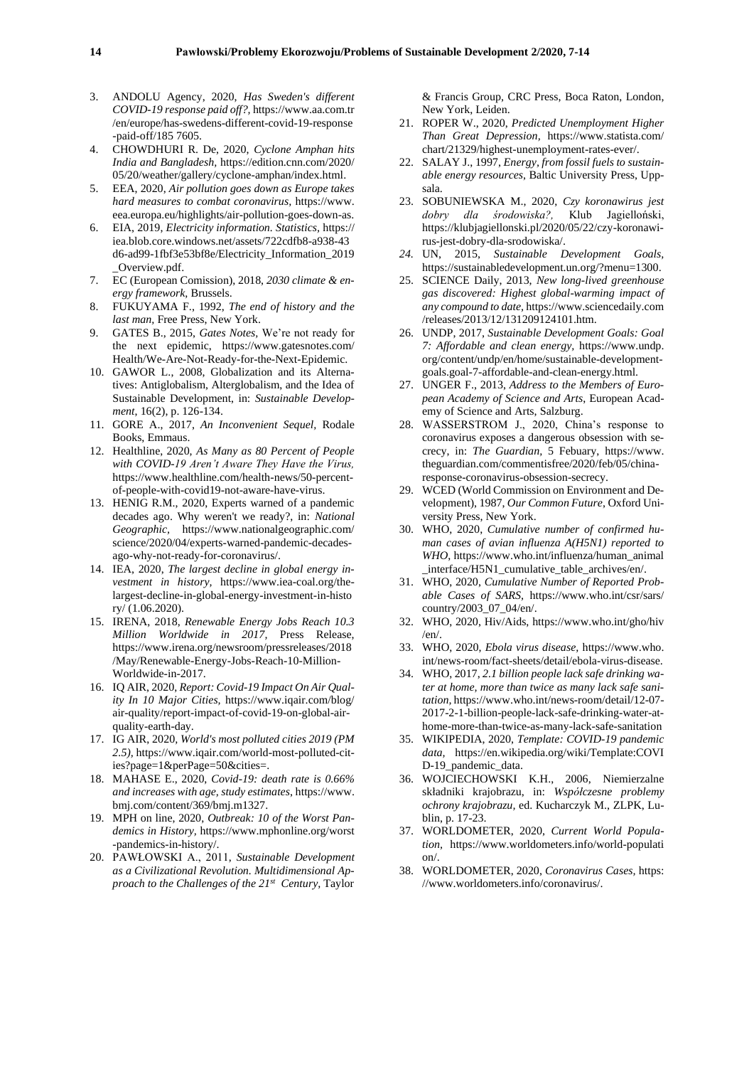3. ANDOLU Agency, 2020, *Has Sweden's different COVID-19 response paid off?*, https://www.aa.com.tr/en/europe/has-swedens-different-covid-19-response-paid-off/185 7605.
4. CHOWDHURI R. De, 2020, *Cyclone Amphan hits India and Bangladesh*, https://edition.cnn.com/2020/05/20/weather/gallery/cyclone-amphan/index.html.
5. EEA, 2020, *Air pollution goes down as Europe takes hard measures to combat coronavirus*, https://www.eea.europa.eu/highlights/air-pollution-goes-down-as.
6. EIA, 2019, *Electricity information. Statistics*, https://iea.blob.core.windows.net/assets/722cdfb8-a938-43d6-ad99-1fbf3e53bf8e/Electricity_Information_2019_Overview.pdf.
7. EC (European Comission), 2018, *2030 climate & energy framework*, Brussels.
8. FUKUYAMA F., 1992, *The end of history and the last man*, Free Press, New York.
9. GATES B., 2015, *Gates Notes*, We're not ready for the next epidemic, https://www.gatesnotes.com/Health/We-Are-Not-Ready-for-the-Next-Epidemic.
10. GAWOR L., 2008, Globalization and its Alternatives: Antiglobalism, Alterglobalism, and the Idea of Sustainable Development, in: *Sustainable Development*, 16(2), p. 126-134.
11. GORE A., 2017, *An Inconvenient Sequel*, Rodale Books, Emmaus.
12. Healthline, 2020, *As Many as 80 Percent of People with COVID-19 Aren't Aware They Have the Virus*, https://www.healthline.com/health-news/50-percent-of-people-with-covid19-not-aware-have-virus.
13. HENIG R.M., 2020, Experts warned of a pandemic decades ago. Why weren't we ready?, in: *National Geographic*, https://www.nationalgeographic.com/science/2020/04/experts-warned-pandemic-decades-ago-why-not-ready-for-coronavirus/.
14. IEA, 2020, *The largest decline in global energy investment in history*, https://www.iea-coal.org/the-largest-decline-in-global-energy-investment-in-history/ (1.06.2020).
15. IRENA, 2018, *Renewable Energy Jobs Reach 10.3 Million Worldwide in 2017*, Press Release, https://www.irena.org/newsroom/pressreleases/2018/May/Renewable-Energy-Jobs-Reach-10-Million-Worldwide-in-2017.
16. IQ AIR, 2020, *Report: Covid-19 Impact On Air Quality In 10 Major Cities*, https://www.iqair.com/blog/air-quality/report-impact-of-covid-19-on-global-air-quality-earth-day.
17. IG AIR, 2020, *World's most polluted cities 2019 (PM 2.5)*, https://www.iqair.com/world-most-polluted-cities?page=1&perPage=50&cities=.
18. MAHASE E., 2020, *Covid-19: death rate is 0.66% and increases with age, study estimates*, https://www.bmj.com/content/369/bmj.m1327.
19. MPH on line, 2020, *Outbreak: 10 of the Worst Pandemics in History*, https://www.mphonline.org/worst-pandemics-in-history/.
20. PAWŁOWSKI A., 2011, *Sustainable Development as a Civilizational Revolution. Multidimensional Approach to the Challenges of the 21st Century*, Taylor & Francis Group, CRC Press, Boca Raton, London, New York, Leiden.
21. ROPER W., 2020, *Predicted Unemployment Higher Than Great Depression*, https://www.statista.com/chart/21329/highest-unemployment-rates-ever/.
22. SALAY J., 1997, *Energy, from fossil fuels to sustainable energy resources*, Baltic University Press, Uppsala.
23. SOBUNIEWSKA M., 2020, *Czy koronawirus jest dobry dla środowiska?*, Klub Jagielloński, https://klubjagiellonski.pl/2020/05/22/czy-koronawirus-jest-dobry-dla-srodowiska/.
24. UN, 2015, *Sustainable Development Goals*, https://sustainabledevelopment.un.org/?menu=1300.
25. SCIENCE Daily, 2013, *New long-lived greenhouse gas discovered: Highest global-warming impact of any compound to date*, https://www.sciencedaily.com/releases/2013/12/131209124101.htm.
26. UNDP, 2017, *Sustainable Development Goals: Goal 7: Affordable and clean energy*, https://www.undp.org/content/undp/en/home/sustainable-development-goals.goal-7-affordable-and-clean-energy.html.
27. UNGER F., 2013, *Address to the Members of European Academy of Science and Arts*, European Academy of Science and Arts, Salzburg.
28. WASSERSTROM J., 2020, China's response to coronavirus exposes a dangerous obsession with secrecy, in: *The Guardian*, 5 Febuary, https://www.theguardian.com/commentisfree/2020/feb/05/china-response-coronavirus-obsession-secrecy.
29. WCED (World Commission on Environment and Development), 1987, *Our Common Future*, Oxford University Press, New York.
30. WHO, 2020, *Cumulative number of confirmed human cases of avian influenza A(H5N1) reported to WHO*, https://www.who.int/influenza/human_animal_interface/H5N1_cumulative_table_archives/en/.
31. WHO, 2020, *Cumulative Number of Reported Probable Cases of SARS*, https://www.who.int/csr/sars/country/2003_07_04/en/.
32. WHO, 2020, Hiv/Aids, https://www.who.int/gho/hiv/en/.
33. WHO, 2020, *Ebola virus disease*, https://www.who.int/news-room/fact-sheets/detail/ebola-virus-disease.
34. WHO, 2017, *2.1 billion people lack safe drinking water at home, more than twice as many lack safe sanitation*, https://www.who.int/news-room/detail/12-07-2017-2-1-billion-people-lack-safe-drinking-water-at-home-more-than-twice-as-many-lack-safe-sanitation
35. WIKIPEDIA, 2020, *Template: COVID-19 pandemic data*, https://en.wikipedia.org/wiki/Template:COVID-19_pandemic_data.
36. WOJCIECHOWSKI K.H., 2006, Niemierzalne składniki krajobrazu, in: *Współczesne problemy ochrony krajobrazu*, ed. Kucharczyk M., ZLPK, Lublin, p. 17-23.
37. WORLDOMETER, 2020, *Current World Population*, https://www.worldometers.info/world-population/.
38. WORLDOMETER, 2020, *Coronavirus Cases*, https://www.worldometers.info/coronavirus/.